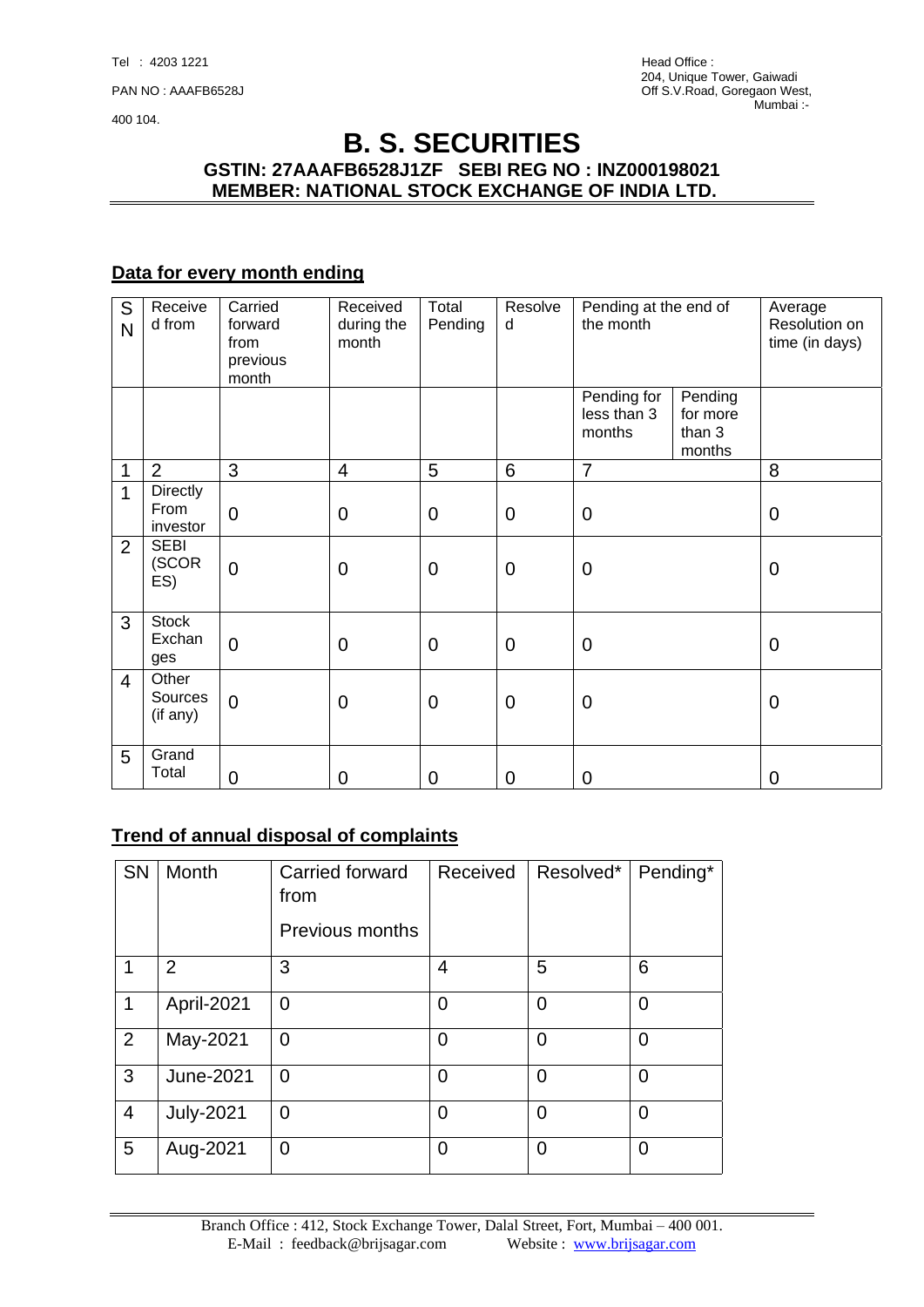Tel : 4203 1221

PAN NO : AAAFB6528J

400 104.

Head Office :
204, Unique Tower, Gaiwadi
Off S.V.Road, Goregaon West,
Mumbai :-

# B. S. SECURITIES

**GSTIN: 27AAAFB6528J1ZF SEBI REG NO : INZ000198021**
**MEMBER: NATIONAL STOCK EXCHANGE OF INDIA LTD.**

## Data for every month ending

| SN | Received from | Carried forward from previous month | Received during the month | Total Pending | Resolved | Pending at the end of the month | | Average Resolution on time (in days) |
|---|---|---|---|---|---|---|---|---|
| | | | | | | Pending for less than 3 months | Pending for more than 3 months | |
| 1 | 2 | 3 | 4 | 5 | 6 | 7 | | 8 |
| 1 | Directly From investor | 0 | 0 | 0 | 0 | 0 | | 0 |
| 2 | SEBI (SCORES) | 0 | 0 | 0 | 0 | 0 | | 0 |
| 3 | Stock Exchanges | 0 | 0 | 0 | 0 | 0 | | 0 |
| 4 | Other Sources (if any) | 0 | 0 | 0 | 0 | 0 | | 0 |
| 5 | Grand Total | 0 | 0 | 0 | 0 | 0 | | 0 |

## Trend of annual disposal of complaints

| SN | Month | Carried forward from Previous months | Received | Resolved* | Pending* |
|---|---|---|---|---|---|
| 1 | 2 | 3 | 4 | 5 | 6 |
| 1 | April-2021 | 0 | 0 | 0 | 0 |
| 2 | May-2021 | 0 | 0 | 0 | 0 |
| 3 | June-2021 | 0 | 0 | 0 | 0 |
| 4 | July-2021 | 0 | 0 | 0 | 0 |
| 5 | Aug-2021 | 0 | 0 | 0 | 0 |

Branch Office : 412, Stock Exchange Tower, Dalal Street, Fort, Mumbai – 400 001.
E-Mail : feedback@brijsagar.com Website : www.brijsagar.com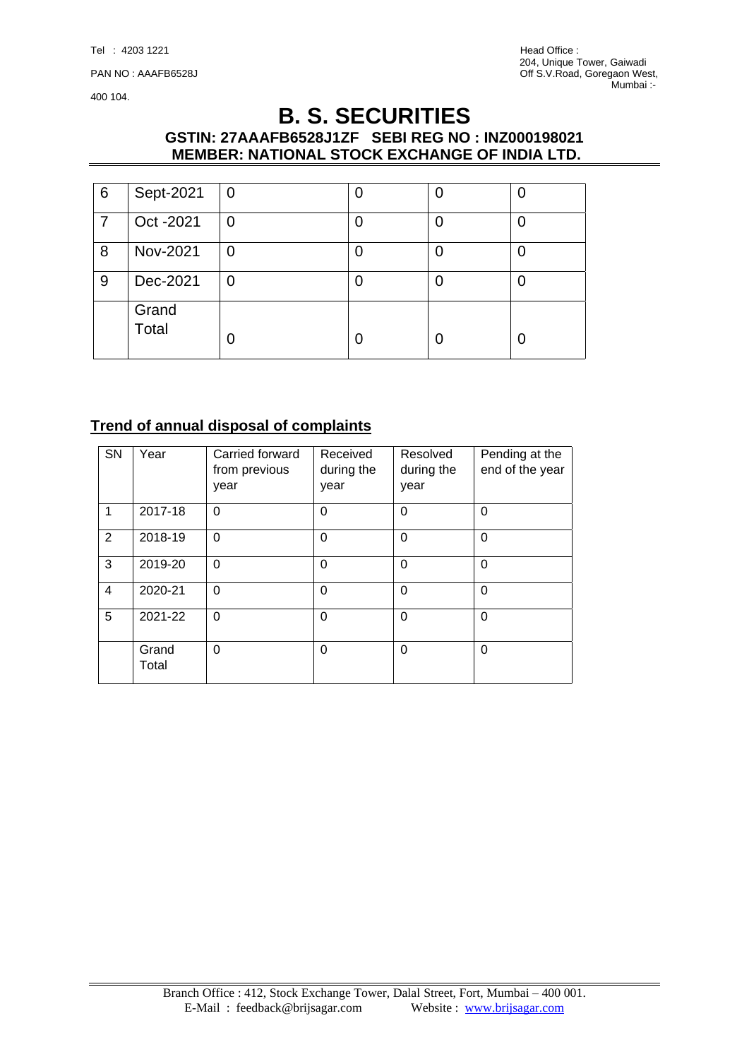| | | | | | |
|---|---|---|---|---|---|
| 6 | Sept-2021 | 0 | 0 | 0 | 0 |
| 7 | Oct -2021 | 0 | 0 | 0 | 0 |
| 8 | Nov-2021 | 0 | 0 | 0 | 0 |
| 9 | Dec-2021 | 0 | 0 | 0 | 0 |
| | Grand Total | 0 | 0 | 0 | 0 |

## Trend of annual disposal of complaints

| SN | Year | Carried forward from previous year | Received during the year | Resolved during the year | Pending at the end of the year |
|---|---|---|---|---|---|
| 1 | 2017-18 | 0 | 0 | 0 | 0 |
| 2 | 2018-19 | 0 | 0 | 0 | 0 |
| 3 | 2019-20 | 0 | 0 | 0 | 0 |
| 4 | 2020-21 | 0 | 0 | 0 | 0 |
| 5 | 2021-22 | 0 | 0 | 0 | 0 |
| | Grand Total | 0 | 0 | 0 | 0 |